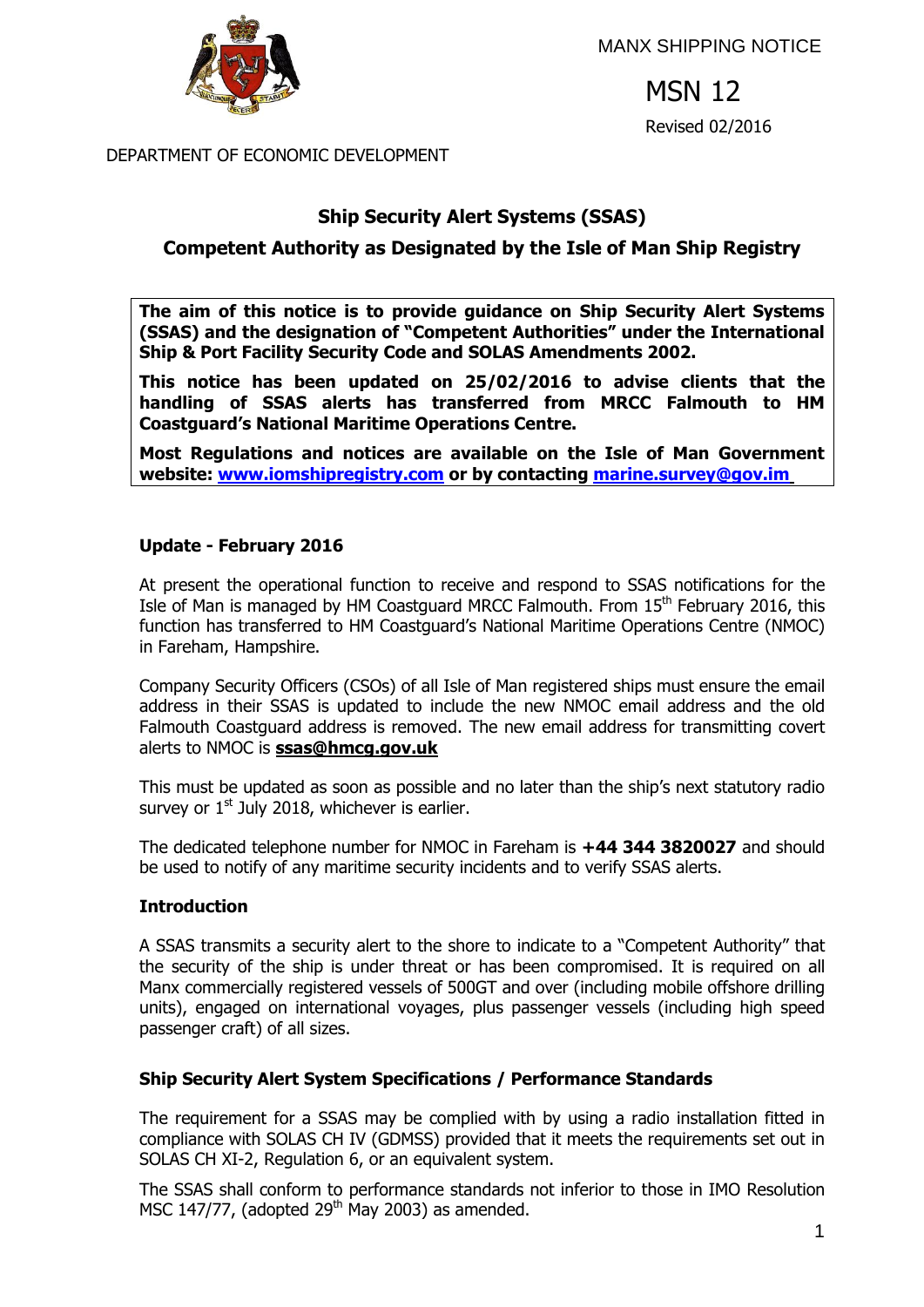MANX SHIPPING NOTICE

# MSN 12

Revised 02/2016

DEPARTMENT OF ECONOMIC DEVELOPMENT

## Ship Security Alert Systems (SSAS)

## Competent Authority as Designated by the Isle of Man Ship Registry

**The aim of this notice is to provide guidance on Ship Security Alert Systems (SSAS) and the designation of "Competent Authorities" under the International Ship & Port Facility Security Code and SOLAS Amendments 2002.**

**This notice has been updated on 25/02/2016 to advise clients that the handling of SSAS alerts has transferred from MRCC Falmouth to HM Coastguard's National Maritime Operations Centre.**

**Most Regulations and notices are available on the Isle of Man Government website: [www.iomshipregistry.com](http://www.iomshipregistry.com) or by contacting [marine.survey@gov.im](mailto:marine.survey@gov.im)**

### Update - February 2016

At present the operational function to receive and respond to SSAS notifications for the Isle of Man is managed by HM Coastguard MRCC Falmouth. From 15th February 2016, this function has transferred to HM Coastguard's National Maritime Operations Centre (NMOC) in Fareham, Hampshire.

Company Security Officers (CSOs) of all Isle of Man registered ships must ensure the email address in their SSAS is updated to include the new NMOC email address and the old Falmouth Coastguard address is removed. The new email address for transmitting covert alerts to NMOC is **ssas@hmcg.gov.uk**

This must be updated as soon as possible and no later than the ship's next statutory radio survey or 1st July 2018, whichever is earlier.

The dedicated telephone number for NMOC in Fareham is **+44 344 3820027** and should be used to notify of any maritime security incidents and to verify SSAS alerts.

### Introduction

A SSAS transmits a security alert to the shore to indicate to a "Competent Authority" that the security of the ship is under threat or has been compromised. It is required on all Manx commercially registered vessels of 500GT and over (including mobile offshore drilling units), engaged on international voyages, plus passenger vessels (including high speed passenger craft) of all sizes.

### Ship Security Alert System Specifications / Performance Standards

The requirement for a SSAS may be complied with by using a radio installation fitted in compliance with SOLAS CH IV (GDMSS) provided that it meets the requirements set out in SOLAS CH XI-2, Regulation 6, or an equivalent system.

The SSAS shall conform to performance standards not inferior to those in IMO Resolution MSC 147/77, (adopted 29th May 2003) as amended.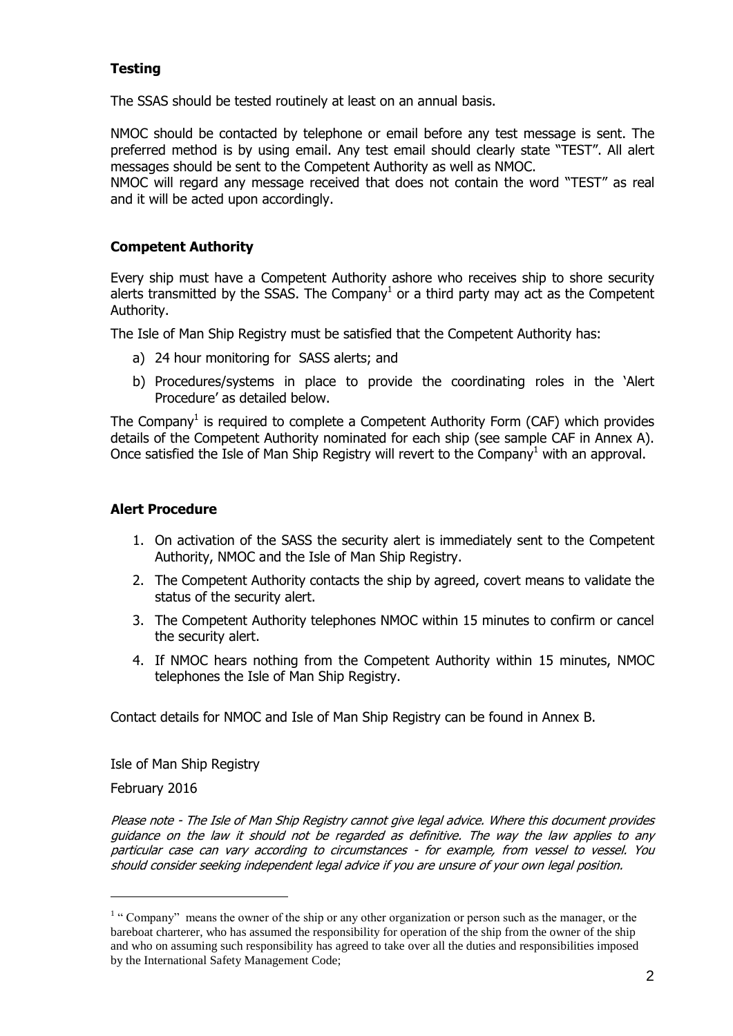## Testing

The SSAS should be tested routinely at least on an annual basis.

NMOC should be contacted by telephone or email before any test message is sent. The preferred method is by using email. Any test email should clearly state "TEST". All alert messages should be sent to the Competent Authority as well as NMOC.
NMOC will regard any message received that does not contain the word "TEST" as real and it will be acted upon accordingly.

## Competent Authority

Every ship must have a Competent Authority ashore who receives ship to shore security alerts transmitted by the SSAS. The Company[1] or a third party may act as the Competent Authority.

The Isle of Man Ship Registry must be satisfied that the Competent Authority has:

a) 24 hour monitoring for SASS alerts; and
b) Procedures/systems in place to provide the coordinating roles in the 'Alert Procedure' as detailed below.

The Company[1] is required to complete a Competent Authority Form (CAF) which provides details of the Competent Authority nominated for each ship (see sample CAF in Annex A). Once satisfied the Isle of Man Ship Registry will revert to the Company[1] with an approval.

## Alert Procedure

1. On activation of the SASS the security alert is immediately sent to the Competent Authority, NMOC and the Isle of Man Ship Registry.
2. The Competent Authority contacts the ship by agreed, covert means to validate the status of the security alert.
3. The Competent Authority telephones NMOC within 15 minutes to confirm or cancel the security alert.
4. If NMOC hears nothing from the Competent Authority within 15 minutes, NMOC telephones the Isle of Man Ship Registry.

Contact details for NMOC and Isle of Man Ship Registry can be found in Annex B.

Isle of Man Ship Registry

February 2016

*Please note - The Isle of Man Ship Registry cannot give legal advice. Where this document provides guidance on the law it should not be regarded as definitive. The way the law applies to any particular case can vary according to circumstances - for example, from vessel to vessel. You should consider seeking independent legal advice if you are unsure of your own legal position.*

---

[1] " Company" means the owner of the ship or any other organization or person such as the manager, or the bareboat charterer, who has assumed the responsibility for operation of the ship from the owner of the ship and who on assuming such responsibility has agreed to take over all the duties and responsibilities imposed by the International Safety Management Code;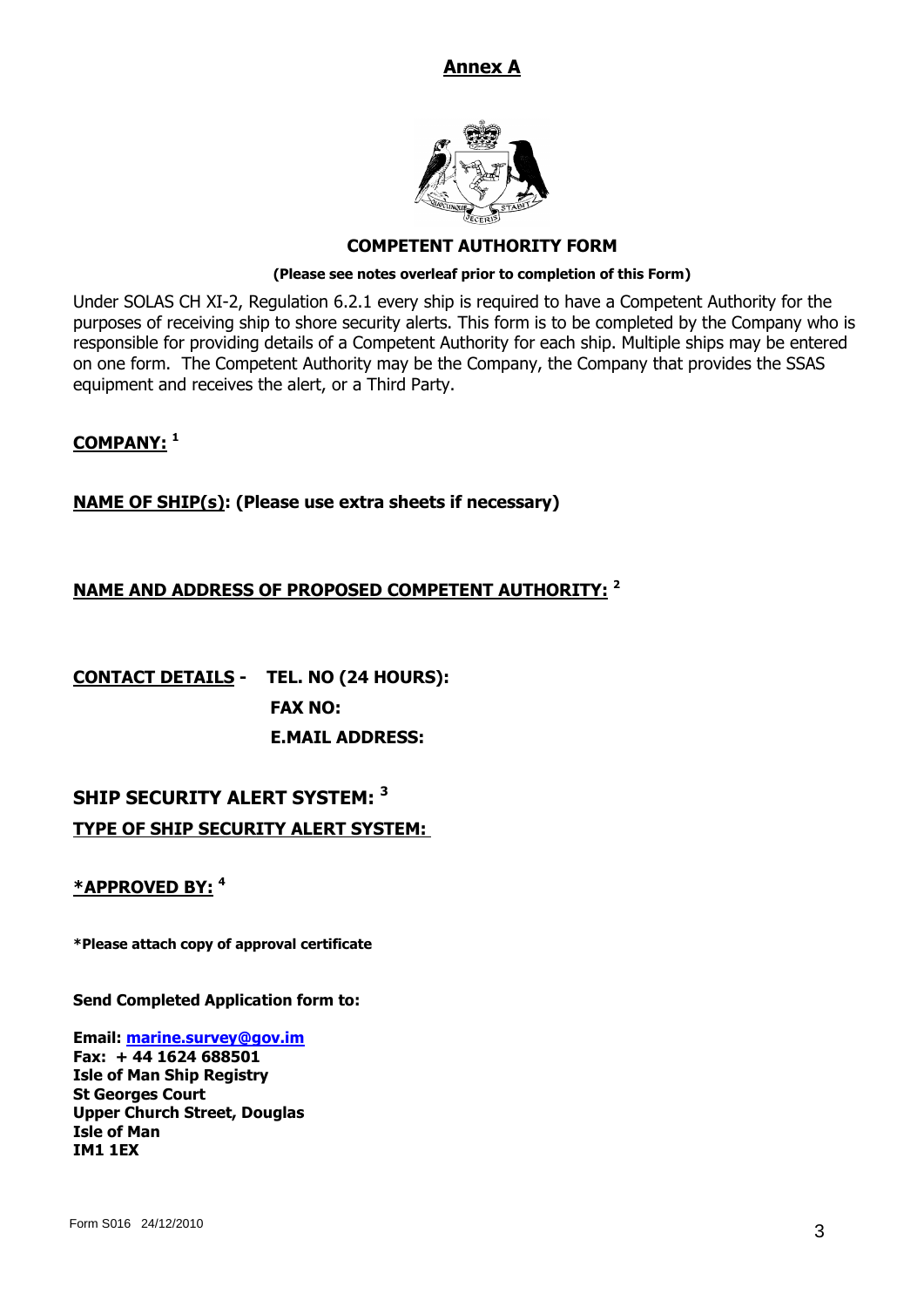## Annex A

### COMPETENT AUTHORITY FORM

**(Please see notes overleaf prior to completion of this Form)**

Under SOLAS CH XI-2, Regulation 6.2.1 every ship is required to have a Competent Authority for the purposes of receiving ship to shore security alerts. This form is to be completed by the Company who is responsible for providing details of a Competent Authority for each ship. Multiple ships may be entered on one form. The Competent Authority may be the Company, the Company that provides the SSAS equipment and receives the alert, or a Third Party.

**COMPANY:** [1]

**NAME OF SHIP(s): (Please use extra sheets if necessary)**

**NAME AND ADDRESS OF PROPOSED COMPETENT AUTHORITY:** [2]

**CONTACT DETAILS - TEL. NO (24 HOURS):**

**FAX NO:**

**E.MAIL ADDRESS:**

**SHIP SECURITY ALERT SYSTEM:** [3]

**TYPE OF SHIP SECURITY ALERT SYSTEM:**

***APPROVED BY:** [4]

***Please attach copy of approval certificate**

**Send Completed Application form to:**

**Email: marine.survey@gov.im**
**Fax: + 44 1624 688501**
**Isle of Man Ship Registry**
**St Georges Court**
**Upper Church Street, Douglas**
**Isle of Man**
**IM1 1EX**

Form S016 24/12/2010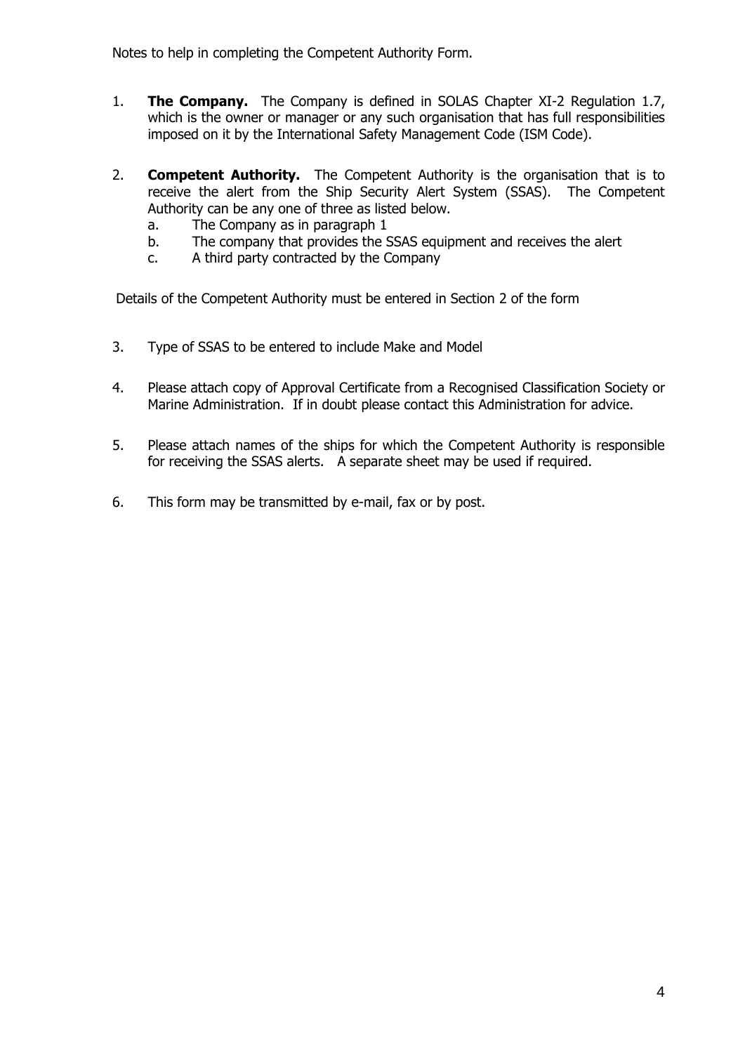Notes to help in completing the Competent Authority Form.

1. **The Company.** The Company is defined in SOLAS Chapter XI-2 Regulation 1.7, which is the owner or manager or any such organisation that has full responsibilities imposed on it by the International Safety Management Code (ISM Code).

2. **Competent Authority.** The Competent Authority is the organisation that is to receive the alert from the Ship Security Alert System (SSAS). The Competent Authority can be any one of three as listed below.
   a. The Company as in paragraph 1
   b. The company that provides the SSAS equipment and receives the alert
   c. A third party contracted by the Company

Details of the Competent Authority must be entered in Section 2 of the form

3. Type of SSAS to be entered to include Make and Model

4. Please attach copy of Approval Certificate from a Recognised Classification Society or Marine Administration. If in doubt please contact this Administration for advice.

5. Please attach names of the ships for which the Competent Authority is responsible for receiving the SSAS alerts. A separate sheet may be used if required.

6. This form may be transmitted by e-mail, fax or by post.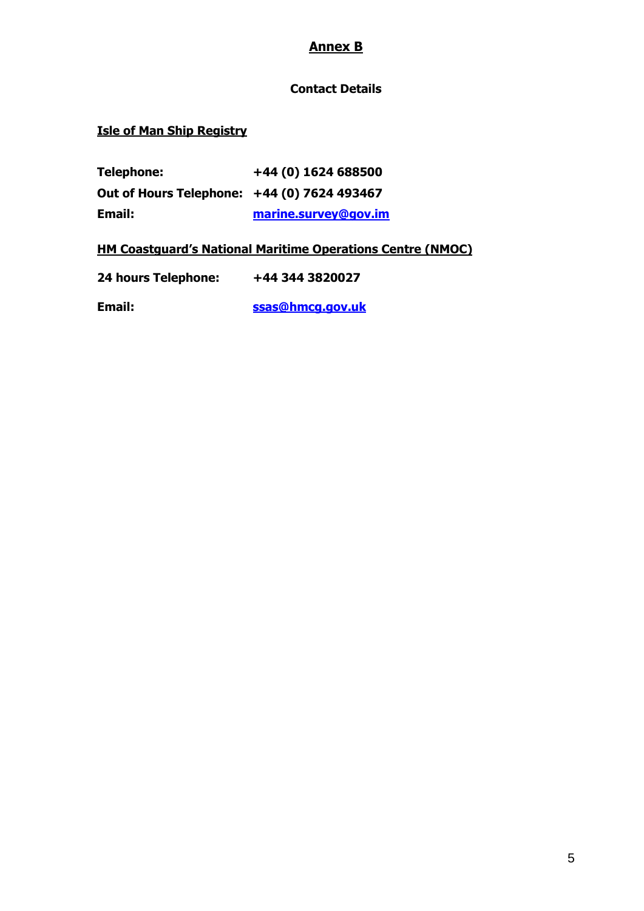# Annex B

## Contact Details

**Isle of Man Ship Registry**

| | |
|---|---|
| **Telephone:** | **+44 (0) 1624 688500** |
| **Out of Hours Telephone:** | **+44 (0) 7624 493467** |
| **Email:** | **marine.survey@gov.im** |

**HM Coastguard's National Maritime Operations Centre (NMOC)**

| | |
|---|---|
| **24 hours Telephone:** | **+44 344 3820027** |
| **Email:** | **ssas@hmcg.gov.uk** |